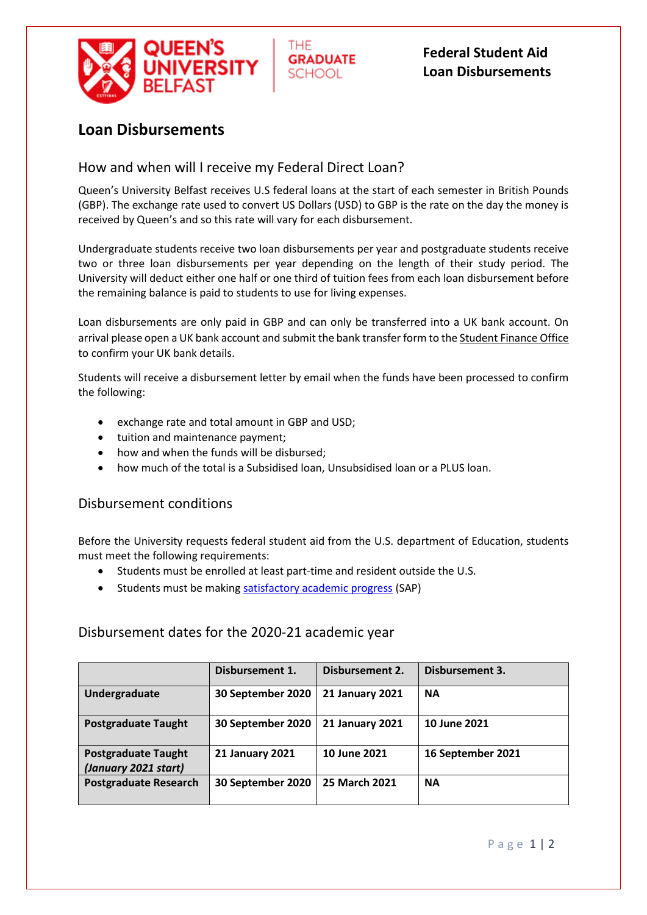# Federal Student Aid Loan Disbursements

## Loan Disbursements

### How and when will I receive my Federal Direct Loan?

Queen's University Belfast receives U.S federal loans at the start of each semester in British Pounds (GBP). The exchange rate used to convert US Dollars (USD) to GBP is the rate on the day the money is received by Queen's and so this rate will vary for each disbursement.

Undergraduate students receive two loan disbursements per year and postgraduate students receive two or three loan disbursements per year depending on the length of their study period. The University will deduct either one half or one third of tuition fees from each loan disbursement before the remaining balance is paid to students to use for living expenses.

Loan disbursements are only paid in GBP and can only be transferred into a UK bank account. On arrival please open a UK bank account and submit the bank transfer form to the Student Finance Office to confirm your UK bank details.

Students will receive a disbursement letter by email when the funds have been processed to confirm the following:

- exchange rate and total amount in GBP and USD;
- tuition and maintenance payment;
- how and when the funds will be disbursed;
- how much of the total is a Subsidised loan, Unsubsidised loan or a PLUS loan.

### Disbursement conditions

Before the University requests federal student aid from the U.S. department of Education, students must meet the following requirements:

- Students must be enrolled at least part-time and resident outside the U.S.
- Students must be making satisfactory academic progress (SAP)

### Disbursement dates for the 2020-21 academic year

| | **Disbursement 1.** | **Disbursement 2.** | **Disbursement 3.** |
|---|---|---|---|
| **Undergraduate** | **30 September 2020** | **21 January 2021** | **NA** |
| **Postgraduate Taught** | **30 September 2020** | **21 January 2021** | **10 June 2021** |
| **Postgraduate Taught *(January 2021 start)*** | **21 January 2021** | **10 June 2021** | **16 September 2021** |
| **Postgraduate Research** | **30 September 2020** | **25 March 2021** | **NA** |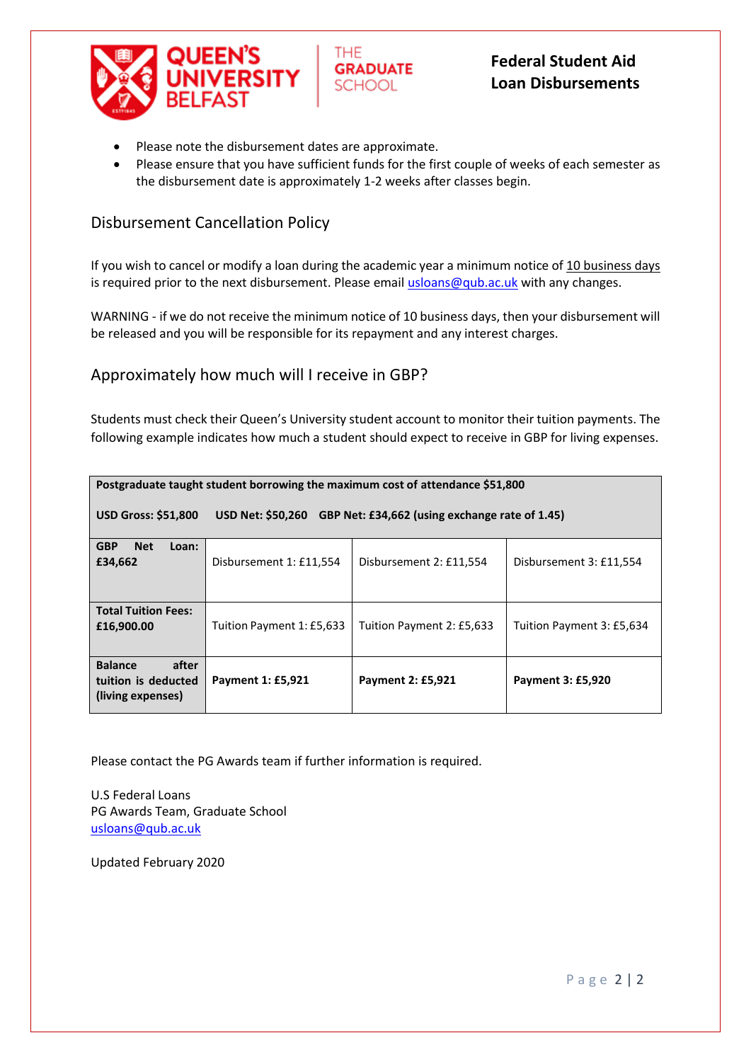**Federal Student Aid Loan Disbursements**

- Please note the disbursement dates are approximate.
- Please ensure that you have sufficient funds for the first couple of weeks of each semester as the disbursement date is approximately 1-2 weeks after classes begin.

## Disbursement Cancellation Policy

If you wish to cancel or modify a loan during the academic year a minimum notice of 10 business days is required prior to the next disbursement. Please email usloans@qub.ac.uk with any changes.

WARNING - if we do not receive the minimum notice of 10 business days, then your disbursement will be released and you will be responsible for its repayment and any interest charges.

## Approximately how much will I receive in GBP?

Students must check their Queen's University student account to monitor their tuition payments. The following example indicates how much a student should expect to receive in GBP for living expenses.

| **Postgraduate taught student borrowing the maximum cost of attendance $51,800** <br> **USD Gross: $51,800 USD Net: $50,260 GBP Net: £34,662 (using exchange rate of 1.45)** | | | |
|---|---|---|---|
| **GBP Net Loan: £34,662** | Disbursement 1: £11,554 | Disbursement 2: £11,554 | Disbursement 3: £11,554 |
| **Total Tuition Fees: £16,900.00** | Tuition Payment 1: £5,633 | Tuition Payment 2: £5,633 | Tuition Payment 3: £5,634 |
| **Balance after tuition is deducted (living expenses)** | **Payment 1: £5,921** | **Payment 2: £5,921** | **Payment 3: £5,920** |

Please contact the PG Awards team if further information is required.

U.S Federal Loans
PG Awards Team, Graduate School
usloans@qub.ac.uk

Updated February 2020